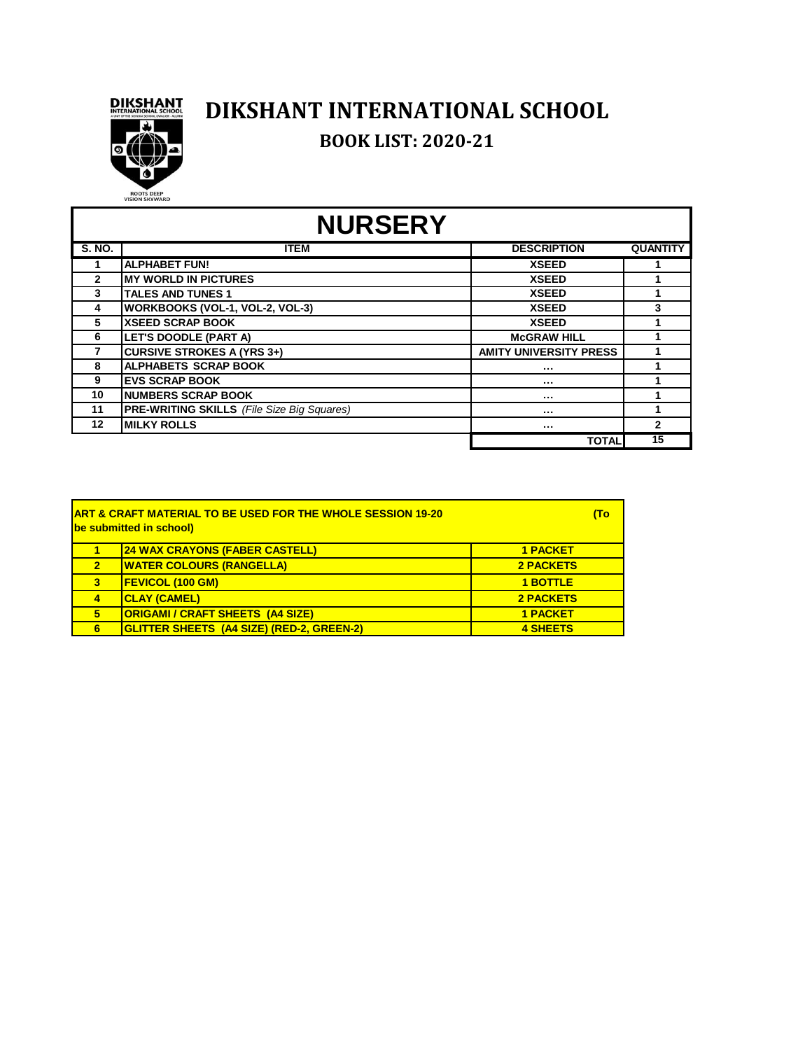# DIKSHANT INTERNATIONAL SCHOOL

## BOOK LIST: 2020-21

## NURSERY

| S. NO. | ITEM | DESCRIPTION | QUANTITY |
|---|---|---|---|
| 1 | ALPHABET FUN! | XSEED | 1 |
| 2 | MY WORLD IN PICTURES | XSEED | 1 |
| 3 | TALES AND TUNES 1 | XSEED | 1 |
| 4 | WORKBOOKS (VOL-1, VOL-2, VOL-3) | XSEED | 3 |
| 5 | XSEED SCRAP BOOK | XSEED | 1 |
| 6 | LET'S DOODLE (PART A) | McGRAW HILL | 1 |
| 7 | CURSIVE STROKES A (YRS 3+) | AMITY UNIVERSITY PRESS | 1 |
| 8 | ALPHABETS SCRAP BOOK | ... | 1 |
| 9 | EVS SCRAP BOOK | ... | 1 |
| 10 | NUMBERS SCRAP BOOK | ... | 1 |
| 11 | **PRE-WRITING SKILLS** *(File Size Big Squares)* | ... | 1 |
| 12 | MILKY ROLLS | ... | 2 |
| | | TOTAL | 15 |

**ART & CRAFT MATERIAL TO BE USED FOR THE WHOLE SESSION 19-20 (To be submitted in school)**

| | | |
|---|---|---|
| 1 | 24 WAX CRAYONS (FABER CASTELL) | 1 PACKET |
| 2 | WATER COLOURS (RANGELLA) | 2 PACKETS |
| 3 | FEVICOL (100 GM) | 1 BOTTLE |
| 4 | CLAY (CAMEL) | 2 PACKETS |
| 5 | ORIGAMI / CRAFT SHEETS (A4 SIZE) | 1 PACKET |
| 6 | GLITTER SHEETS (A4 SIZE) (RED-2, GREEN-2) | 4 SHEETS |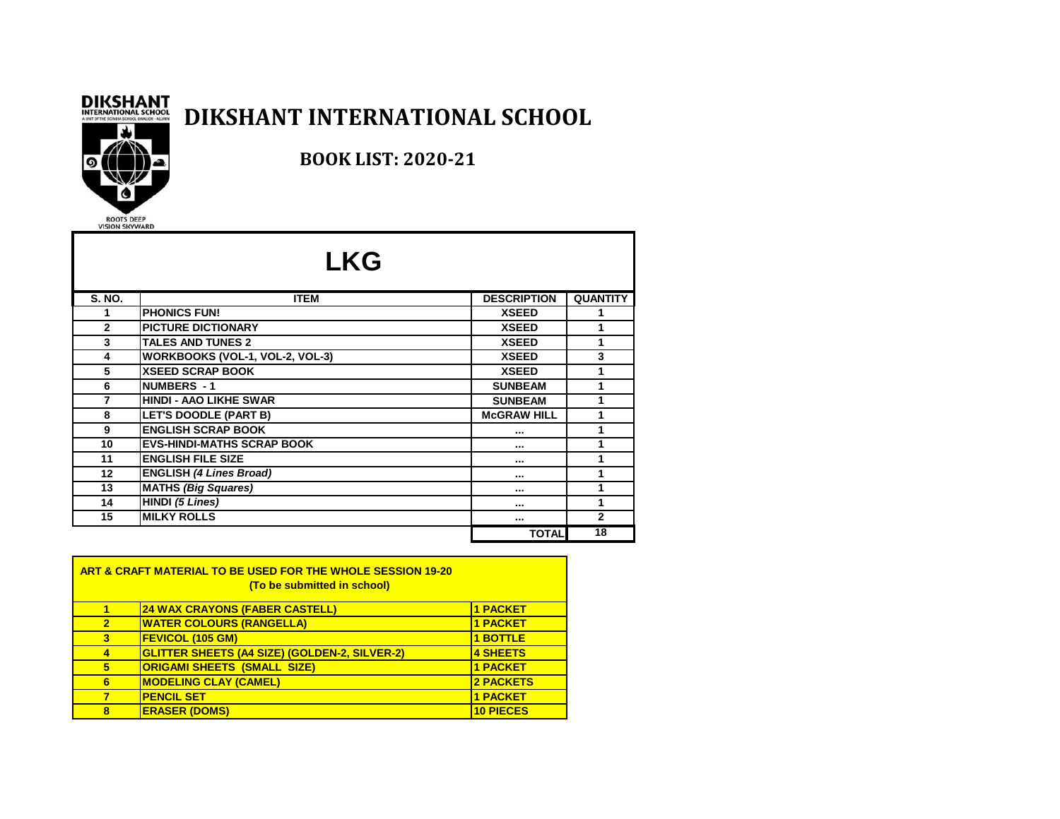# DIKSHANT INTERNATIONAL SCHOOL

## BOOK LIST: 2020-21

ROOTS DEEP
VISION SKYWARD

## LKG

| S. NO. | ITEM | DESCRIPTION | QUANTITY |
|---|---|---|---|
| 1 | PHONICS FUN! | XSEED | 1 |
| 2 | PICTURE DICTIONARY | XSEED | 1 |
| 3 | TALES AND TUNES 2 | XSEED | 1 |
| 4 | WORKBOOKS (VOL-1, VOL-2, VOL-3) | XSEED | 3 |
| 5 | XSEED SCRAP BOOK | XSEED | 1 |
| 6 | NUMBERS - 1 | SUNBEAM | 1 |
| 7 | HINDI - AAO LIKHE SWAR | SUNBEAM | 1 |
| 8 | LET'S DOODLE (PART B) | McGRAW HILL | 1 |
| 9 | ENGLISH SCRAP BOOK | ... | 1 |
| 10 | EVS-HINDI-MATHS SCRAP BOOK | ... | 1 |
| 11 | ENGLISH FILE SIZE | ... | 1 |
| 12 | ENGLISH *(4 Lines Broad)* | ... | 1 |
| 13 | MATHS *(Big Squares)* | ... | 1 |
| 14 | HINDI *(5 Lines)* | ... | 1 |
| 15 | MILKY ROLLS | ... | 2 |
| | | TOTAL | 18 |

**ART & CRAFT MATERIAL TO BE USED FOR THE WHOLE SESSION 19-20**
**(To be submitted in school)**

| | | |
|---|---|---|
| 1 | 24 WAX CRAYONS (FABER CASTELL) | 1 PACKET |
| 2 | WATER COLOURS (RANGELLA) | 1 PACKET |
| 3 | FEVICOL (105 GM) | 1 BOTTLE |
| 4 | GLITTER SHEETS (A4 SIZE) (GOLDEN-2, SILVER-2) | 4 SHEETS |
| 5 | ORIGAMI SHEETS (SMALL SIZE) | 1 PACKET |
| 6 | MODELING CLAY (CAMEL) | 2 PACKETS |
| 7 | PENCIL SET | 1 PACKET |
| 8 | ERASER (DOMS) | 10 PIECES |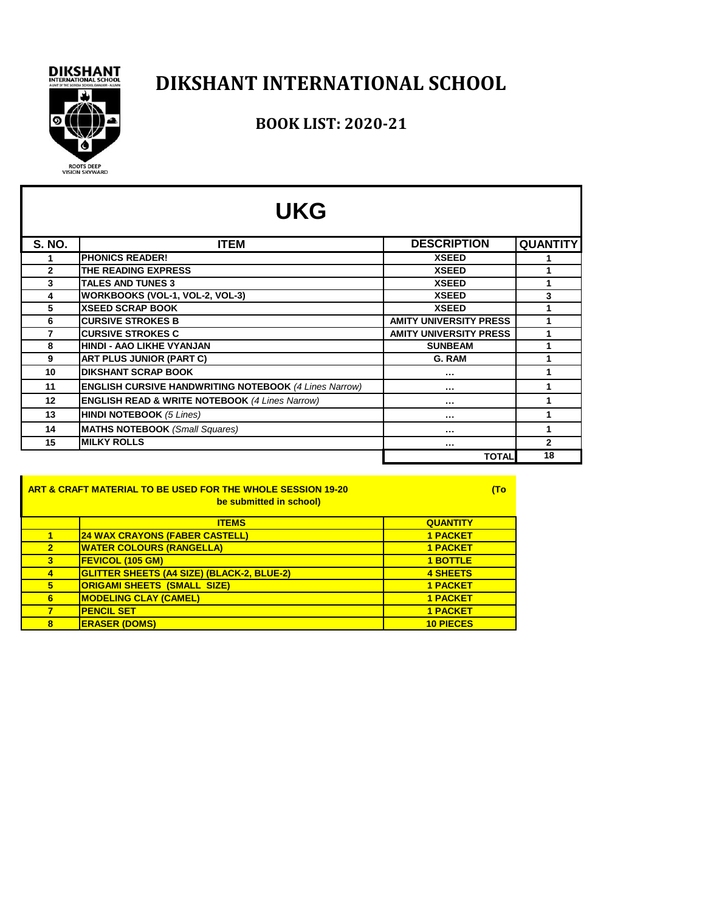# DIKSHANT INTERNATIONAL SCHOOL

## BOOK LIST: 2020-21

## UKG

| S. NO. | ITEM | DESCRIPTION | QUANTITY |
|---|---|---|---|
| 1 | PHONICS READER! | XSEED | 1 |
| 2 | THE READING EXPRESS | XSEED | 1 |
| 3 | TALES AND TUNES 3 | XSEED | 1 |
| 4 | WORKBOOKS (VOL-1, VOL-2, VOL-3) | XSEED | 3 |
| 5 | XSEED SCRAP BOOK | XSEED | 1 |
| 6 | CURSIVE STROKES B | AMITY UNIVERSITY PRESS | 1 |
| 7 | CURSIVE STROKES C | AMITY UNIVERSITY PRESS | 1 |
| 8 | HINDI - AAO LIKHE VYANJAN | SUNBEAM | 1 |
| 9 | ART PLUS JUNIOR (PART C) | G. RAM | 1 |
| 10 | DIKSHANT SCRAP BOOK | ... | 1 |
| 11 | **ENGLISH CURSIVE HANDWRITING NOTEBOOK** *(4 Lines Narrow)* | ... | 1 |
| 12 | **ENGLISH READ & WRITE NOTEBOOK** *(4 Lines Narrow)* | ... | 1 |
| 13 | **HINDI NOTEBOOK** *(5 Lines)* | ... | 1 |
| 14 | **MATHS NOTEBOOK** *(Small Squares)* | ... | 1 |
| 15 | MILKY ROLLS | ... | 2 |
| | | TOTAL | 18 |

**ART & CRAFT MATERIAL TO BE USED FOR THE WHOLE SESSION 19-20 (To be submitted in school)**

| | ITEMS | QUANTITY |
|---|---|---|
| 1 | 24 WAX CRAYONS (FABER CASTELL) | 1 PACKET |
| 2 | WATER COLOURS (RANGELLA) | 1 PACKET |
| 3 | FEVICOL (105 GM) | 1 BOTTLE |
| 4 | GLITTER SHEETS (A4 SIZE) (BLACK-2, BLUE-2) | 4 SHEETS |
| 5 | ORIGAMI SHEETS (SMALL SIZE) | 1 PACKET |
| 6 | MODELING CLAY (CAMEL) | 1 PACKET |
| 7 | PENCIL SET | 1 PACKET |
| 8 | ERASER (DOMS) | 10 PIECES |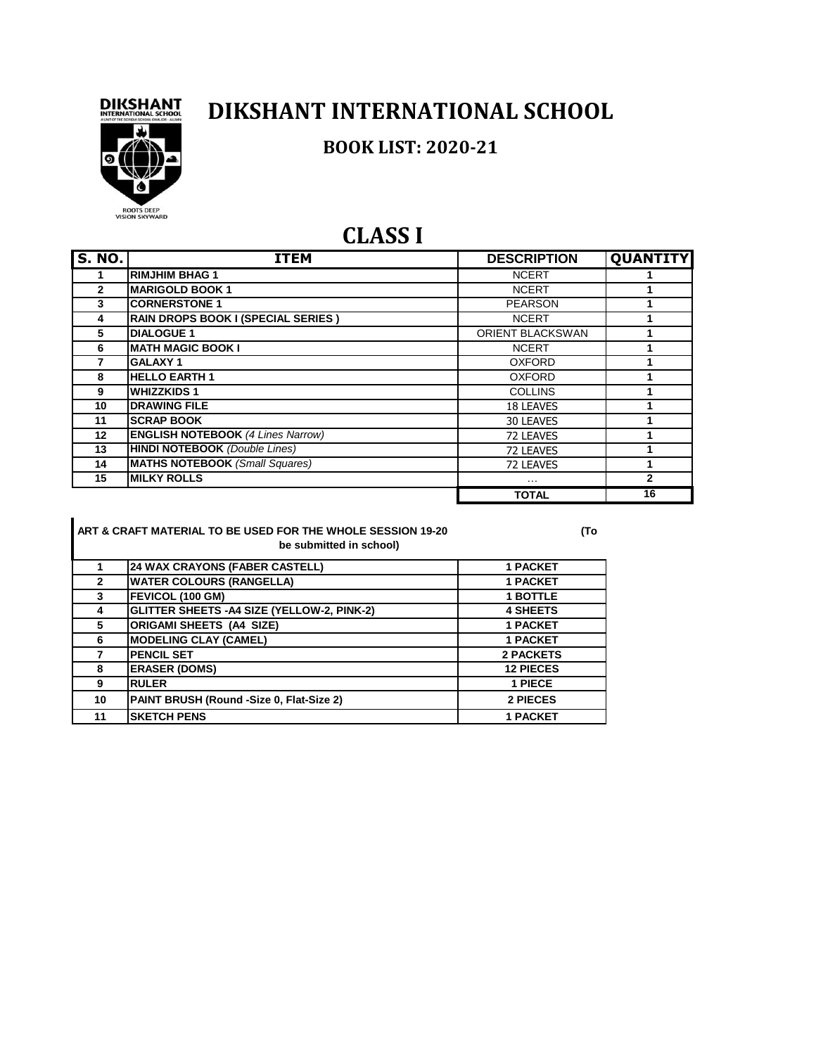# DIKSHANT INTERNATIONAL SCHOOL

## BOOK LIST: 2020-21

## CLASS I

| S. NO. | ITEM | DESCRIPTION | QUANTITY |
| --- | --- | --- | --- |
| 1 | RIMJHIM BHAG 1 | NCERT | 1 |
| 2 | MARIGOLD BOOK 1 | NCERT | 1 |
| 3 | CORNERSTONE 1 | PEARSON | 1 |
| 4 | RAIN DROPS BOOK I (SPECIAL SERIES ) | NCERT | 1 |
| 5 | DIALOGUE 1 | ORIENT BLACKSWAN | 1 |
| 6 | MATH MAGIC BOOK I | NCERT | 1 |
| 7 | GALAXY 1 | OXFORD | 1 |
| 8 | HELLO EARTH 1 | OXFORD | 1 |
| 9 | WHIZZKIDS 1 | COLLINS | 1 |
| 10 | DRAWING FILE | 18 LEAVES | 1 |
| 11 | SCRAP BOOK | 30 LEAVES | 1 |
| 12 | **ENGLISH NOTEBOOK** *(4 Lines Narrow)* | 72 LEAVES | 1 |
| 13 | **HINDI NOTEBOOK** *(Double Lines)* | 72 LEAVES | 1 |
| 14 | **MATHS NOTEBOOK** *(Small Squares)* | 72 LEAVES | 1 |
| 15 | MILKY ROLLS | ... | 2 |
| | | TOTAL | 16 |

**ART & CRAFT MATERIAL TO BE USED FOR THE WHOLE SESSION 19-20 (To be submitted in school)**

| | | |
| --- | --- | --- |
| 1 | 24 WAX CRAYONS (FABER CASTELL) | 1 PACKET |
| 2 | WATER COLOURS (RANGELLA) | 1 PACKET |
| 3 | FEVICOL (100 GM) | 1 BOTTLE |
| 4 | GLITTER SHEETS -A4 SIZE (YELLOW-2, PINK-2) | 4 SHEETS |
| 5 | ORIGAMI SHEETS (A4 SIZE) | 1 PACKET |
| 6 | MODELING CLAY (CAMEL) | 1 PACKET |
| 7 | PENCIL SET | 2 PACKETS |
| 8 | ERASER (DOMS) | 12 PIECES |
| 9 | RULER | 1 PIECE |
| 10 | PAINT BRUSH (Round -Size 0, Flat-Size 2) | 2 PIECES |
| 11 | SKETCH PENS | 1 PACKET |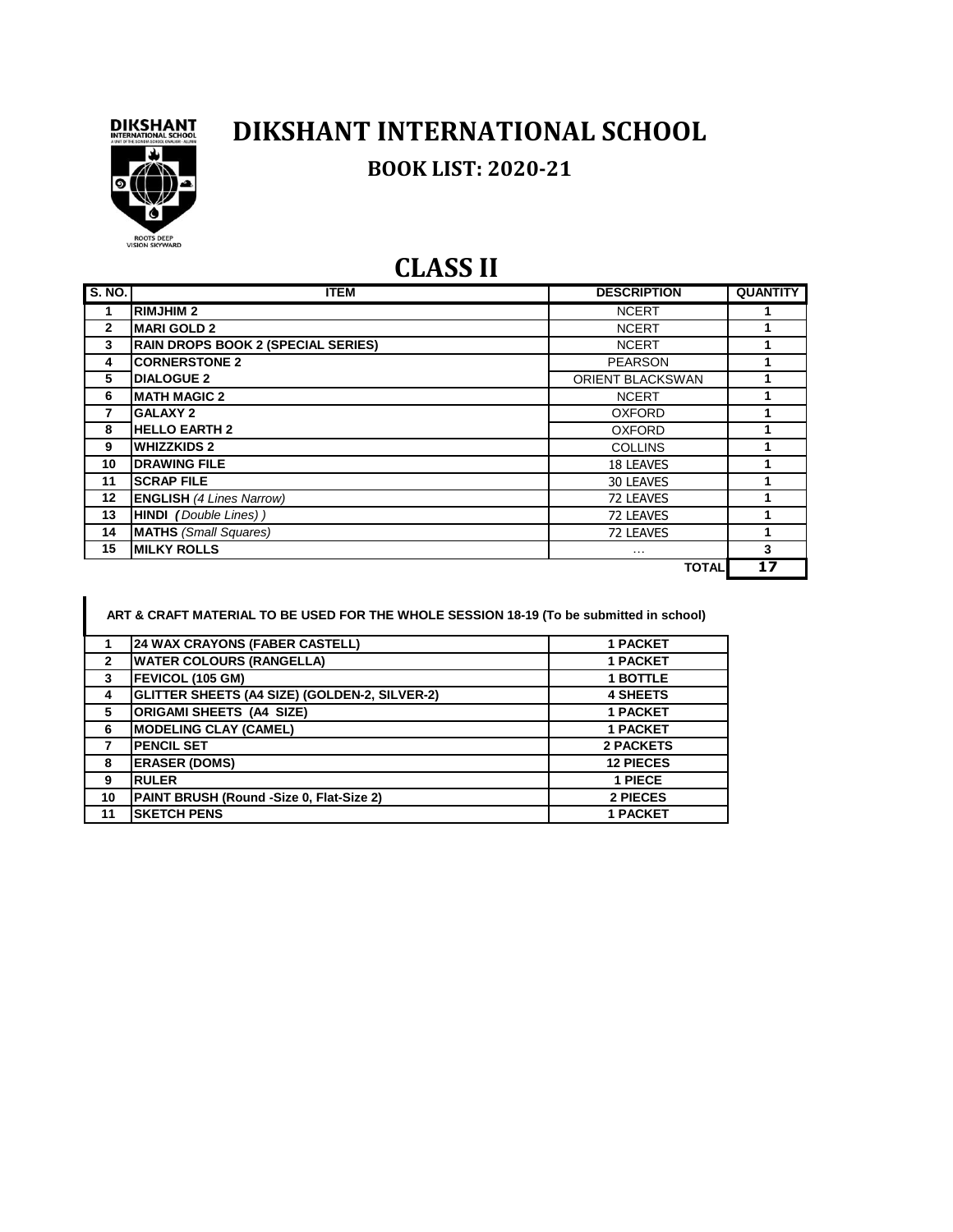# DIKSHANT INTERNATIONAL SCHOOL

## BOOK LIST: 2020-21

## CLASS II

| S. NO. | ITEM | DESCRIPTION | QUANTITY |
|---|---|---|---|
| 1 | **RIMJHIM 2** | NCERT | 1 |
| 2 | **MARI GOLD 2** | NCERT | 1 |
| 3 | **RAIN DROPS BOOK 2 (SPECIAL SERIES)** | NCERT | 1 |
| 4 | **CORNERSTONE 2** | PEARSON | 1 |
| 5 | **DIALOGUE 2** | ORIENT BLACKSWAN | 1 |
| 6 | **MATH MAGIC 2** | NCERT | 1 |
| 7 | **GALAXY 2** | OXFORD | 1 |
| 8 | **HELLO EARTH 2** | OXFORD | 1 |
| 9 | **WHIZZKIDS 2** | COLLINS | 1 |
| 10 | **DRAWING FILE** | 18 LEAVES | 1 |
| 11 | **SCRAP FILE** | 30 LEAVES | 1 |
| 12 | **ENGLISH** *(4 Lines Narrow)* | 72 LEAVES | 1 |
| 13 | **HINDI** *(Double Lines) )* | 72 LEAVES | 1 |
| 14 | **MATHS** *(Small Squares)* | 72 LEAVES | 1 |
| 15 | **MILKY ROLLS** | … | 3 |
| | | **TOTAL** | **17** |

**ART & CRAFT MATERIAL TO BE USED FOR THE WHOLE SESSION 18-19 (To be submitted in school)**

| | | |
|---|---|---|
| 1 | **24 WAX CRAYONS (FABER CASTELL)** | **1 PACKET** |
| 2 | **WATER COLOURS (RANGELLA)** | **1 PACKET** |
| 3 | **FEVICOL (105 GM)** | **1 BOTTLE** |
| 4 | **GLITTER SHEETS (A4 SIZE) (GOLDEN-2, SILVER-2)** | **4 SHEETS** |
| 5 | **ORIGAMI SHEETS (A4 SIZE)** | **1 PACKET** |
| 6 | **MODELING CLAY (CAMEL)** | **1 PACKET** |
| 7 | **PENCIL SET** | **2 PACKETS** |
| 8 | **ERASER (DOMS)** | **12 PIECES** |
| 9 | **RULER** | **1 PIECE** |
| 10 | **PAINT BRUSH (Round -Size 0, Flat-Size 2)** | **2 PIECES** |
| 11 | **SKETCH PENS** | **1 PACKET** |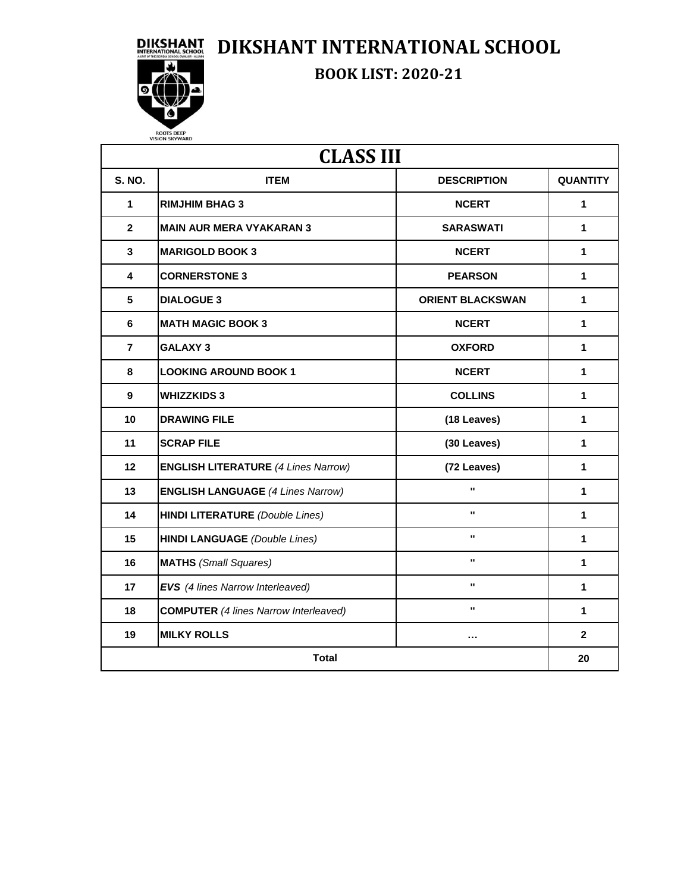# DIKSHANT INTERNATIONAL SCHOOL

## BOOK LIST: 2020-21

| CLASS III | | | |
|---|---|---|---|
| **S. NO.** | **ITEM** | **DESCRIPTION** | **QUANTITY** |
| 1 | **RIMJHIM BHAG 3** | **NCERT** | 1 |
| 2 | **MAIN AUR MERA VYAKARAN 3** | **SARASWATI** | 1 |
| 3 | **MARIGOLD BOOK 3** | **NCERT** | 1 |
| 4 | **CORNERSTONE 3** | **PEARSON** | 1 |
| 5 | **DIALOGUE 3** | **ORIENT BLACKSWAN** | 1 |
| 6 | **MATH MAGIC BOOK 3** | **NCERT** | 1 |
| 7 | **GALAXY 3** | **OXFORD** | 1 |
| 8 | **LOOKING AROUND BOOK 1** | **NCERT** | 1 |
| 9 | **WHIZZKIDS 3** | **COLLINS** | 1 |
| 10 | **DRAWING FILE** | **(18 Leaves)** | 1 |
| 11 | **SCRAP FILE** | **(30 Leaves)** | 1 |
| 12 | **ENGLISH LITERATURE** *(4 Lines Narrow)* | **(72 Leaves)** | 1 |
| 13 | **ENGLISH LANGUAGE** *(4 Lines Narrow)* | " | 1 |
| 14 | **HINDI LITERATURE** *(Double Lines)* | " | 1 |
| 15 | **HINDI LANGUAGE** *(Double Lines)* | " | 1 |
| 16 | **MATHS** *(Small Squares)* | " | 1 |
| 17 | ***EVS*** *(4 lines Narrow Interleaved)* | " | 1 |
| 18 | **COMPUTER** *(4 lines Narrow Interleaved)* | " | 1 |
| 19 | **MILKY ROLLS** | … | 2 |
| **Total** | | | **20** |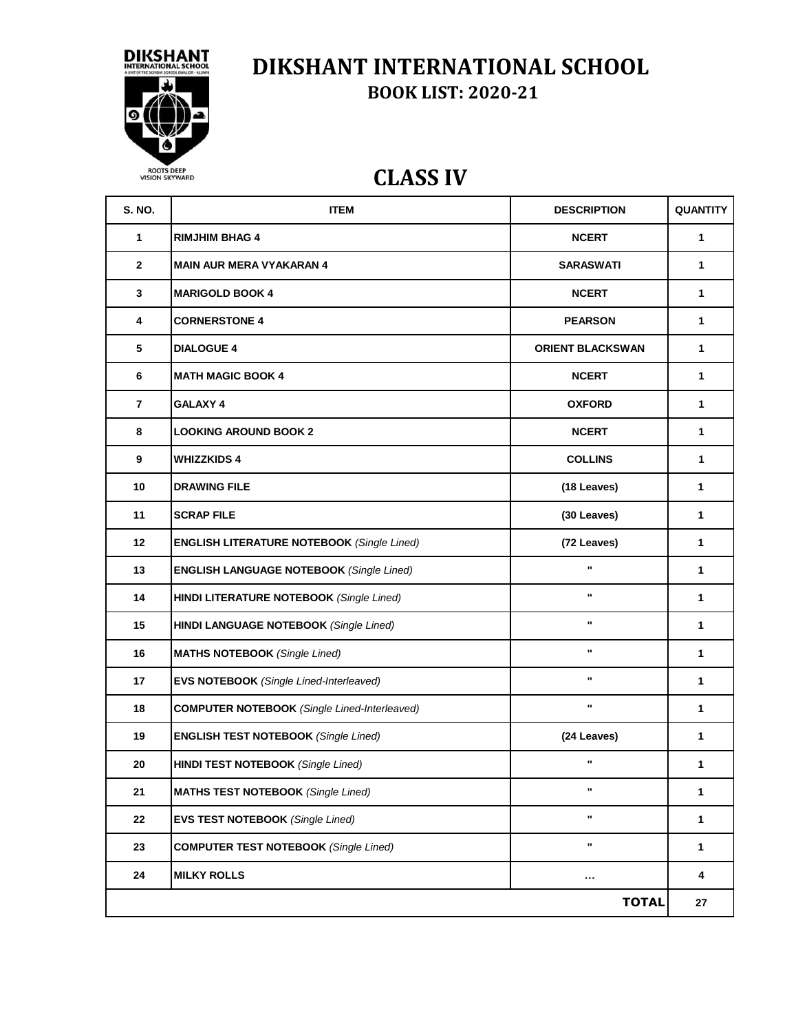# DIKSHANT INTERNATIONAL SCHOOL

## BOOK LIST: 2020-21

## CLASS IV

| S. NO. | ITEM | DESCRIPTION | QUANTITY |
|---|---|---|---|
| 1 | **RIMJHIM BHAG 4** | NCERT | 1 |
| 2 | **MAIN AUR MERA VYAKARAN 4** | SARASWATI | 1 |
| 3 | **MARIGOLD BOOK 4** | NCERT | 1 |
| 4 | **CORNERSTONE 4** | PEARSON | 1 |
| 5 | **DIALOGUE 4** | ORIENT BLACKSWAN | 1 |
| 6 | **MATH MAGIC BOOK 4** | NCERT | 1 |
| 7 | **GALAXY 4** | OXFORD | 1 |
| 8 | **LOOKING AROUND BOOK 2** | NCERT | 1 |
| 9 | **WHIZZKIDS 4** | COLLINS | 1 |
| 10 | **DRAWING FILE** | (18 Leaves) | 1 |
| 11 | **SCRAP FILE** | (30 Leaves) | 1 |
| 12 | **ENGLISH LITERATURE NOTEBOOK** *(Single Lined)* | (72 Leaves) | 1 |
| 13 | **ENGLISH LANGUAGE NOTEBOOK** *(Single Lined)* | " | 1 |
| 14 | **HINDI LITERATURE NOTEBOOK** *(Single Lined)* | " | 1 |
| 15 | **HINDI LANGUAGE NOTEBOOK** *(Single Lined)* | " | 1 |
| 16 | **MATHS NOTEBOOK** *(Single Lined)* | " | 1 |
| 17 | **EVS NOTEBOOK** *(Single Lined-Interleaved)* | " | 1 |
| 18 | **COMPUTER NOTEBOOK** *(Single Lined-Interleaved)* | " | 1 |
| 19 | **ENGLISH TEST NOTEBOOK** *(Single Lined)* | (24 Leaves) | 1 |
| 20 | **HINDI TEST NOTEBOOK** *(Single Lined)* | " | 1 |
| 21 | **MATHS TEST NOTEBOOK** *(Single Lined)* | " | 1 |
| 22 | **EVS TEST NOTEBOOK** *(Single Lined)* | " | 1 |
| 23 | **COMPUTER TEST NOTEBOOK** *(Single Lined)* | " | 1 |
| 24 | **MILKY ROLLS** | ... | 4 |
| | | **TOTAL** | 27 |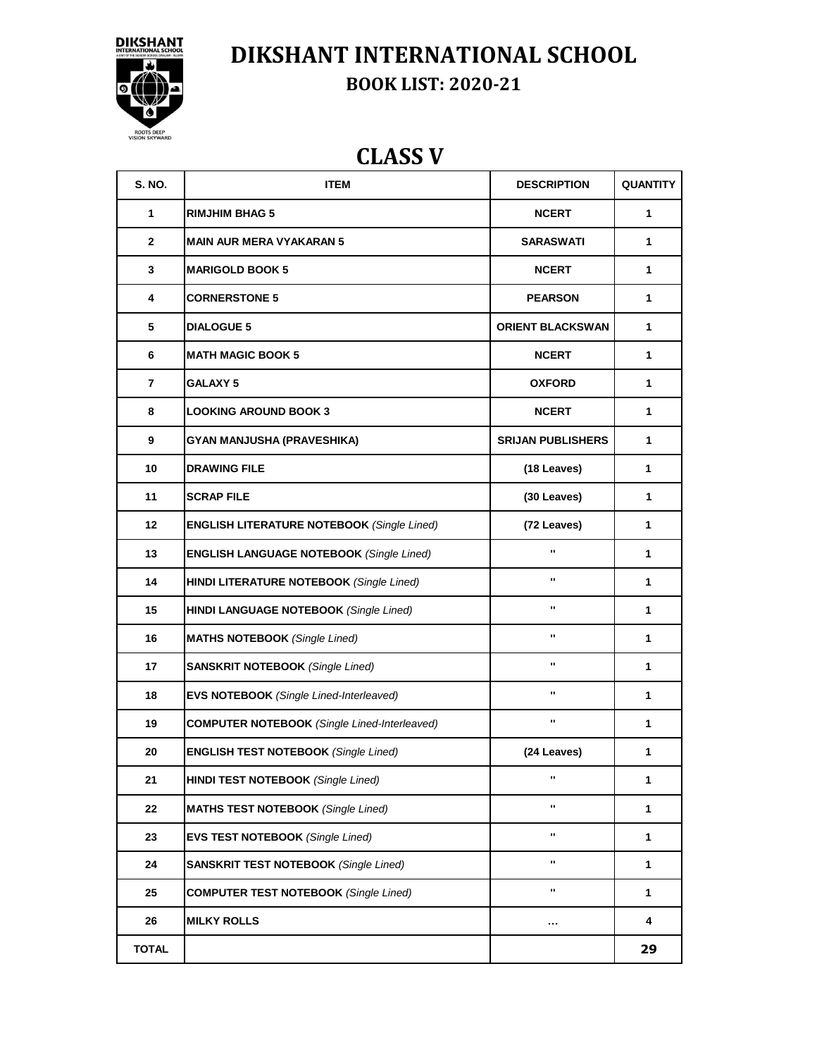# DIKSHANT INTERNATIONAL SCHOOL

## BOOK LIST: 2020-21

## CLASS V

| S. NO. | ITEM | DESCRIPTION | QUANTITY |
|---|---|---|---|
| 1 | RIMJHIM BHAG 5 | NCERT | 1 |
| 2 | MAIN AUR MERA VYAKARAN 5 | SARASWATI | 1 |
| 3 | MARIGOLD BOOK 5 | NCERT | 1 |
| 4 | CORNERSTONE 5 | PEARSON | 1 |
| 5 | DIALOGUE 5 | ORIENT BLACKSWAN | 1 |
| 6 | MATH MAGIC BOOK 5 | NCERT | 1 |
| 7 | GALAXY 5 | OXFORD | 1 |
| 8 | LOOKING AROUND BOOK 3 | NCERT | 1 |
| 9 | GYAN MANJUSHA (PRAVESHIKA) | SRIJAN PUBLISHERS | 1 |
| 10 | DRAWING FILE | (18 Leaves) | 1 |
| 11 | SCRAP FILE | (30 Leaves) | 1 |
| 12 | **ENGLISH LITERATURE NOTEBOOK** *(Single Lined)* | (72 Leaves) | 1 |
| 13 | **ENGLISH LANGUAGE NOTEBOOK** *(Single Lined)* | " | 1 |
| 14 | **HINDI LITERATURE NOTEBOOK** *(Single Lined)* | " | 1 |
| 15 | **HINDI LANGUAGE NOTEBOOK** *(Single Lined)* | " | 1 |
| 16 | **MATHS NOTEBOOK** *(Single Lined)* | " | 1 |
| 17 | **SANSKRIT NOTEBOOK** *(Single Lined)* | " | 1 |
| 18 | **EVS NOTEBOOK** *(Single Lined-Interleaved)* | " | 1 |
| 19 | **COMPUTER NOTEBOOK** *(Single Lined-Interleaved)* | " | 1 |
| 20 | **ENGLISH TEST NOTEBOOK** *(Single Lined)* | (24 Leaves) | 1 |
| 21 | **HINDI TEST NOTEBOOK** *(Single Lined)* | " | 1 |
| 22 | **MATHS TEST NOTEBOOK** *(Single Lined)* | " | 1 |
| 23 | **EVS TEST NOTEBOOK** *(Single Lined)* | " | 1 |
| 24 | **SANSKRIT TEST NOTEBOOK** *(Single Lined)* | " | 1 |
| 25 | **COMPUTER TEST NOTEBOOK** *(Single Lined)* | " | 1 |
| 26 | MILKY ROLLS | ... | 4 |
| TOTAL | | | 29 |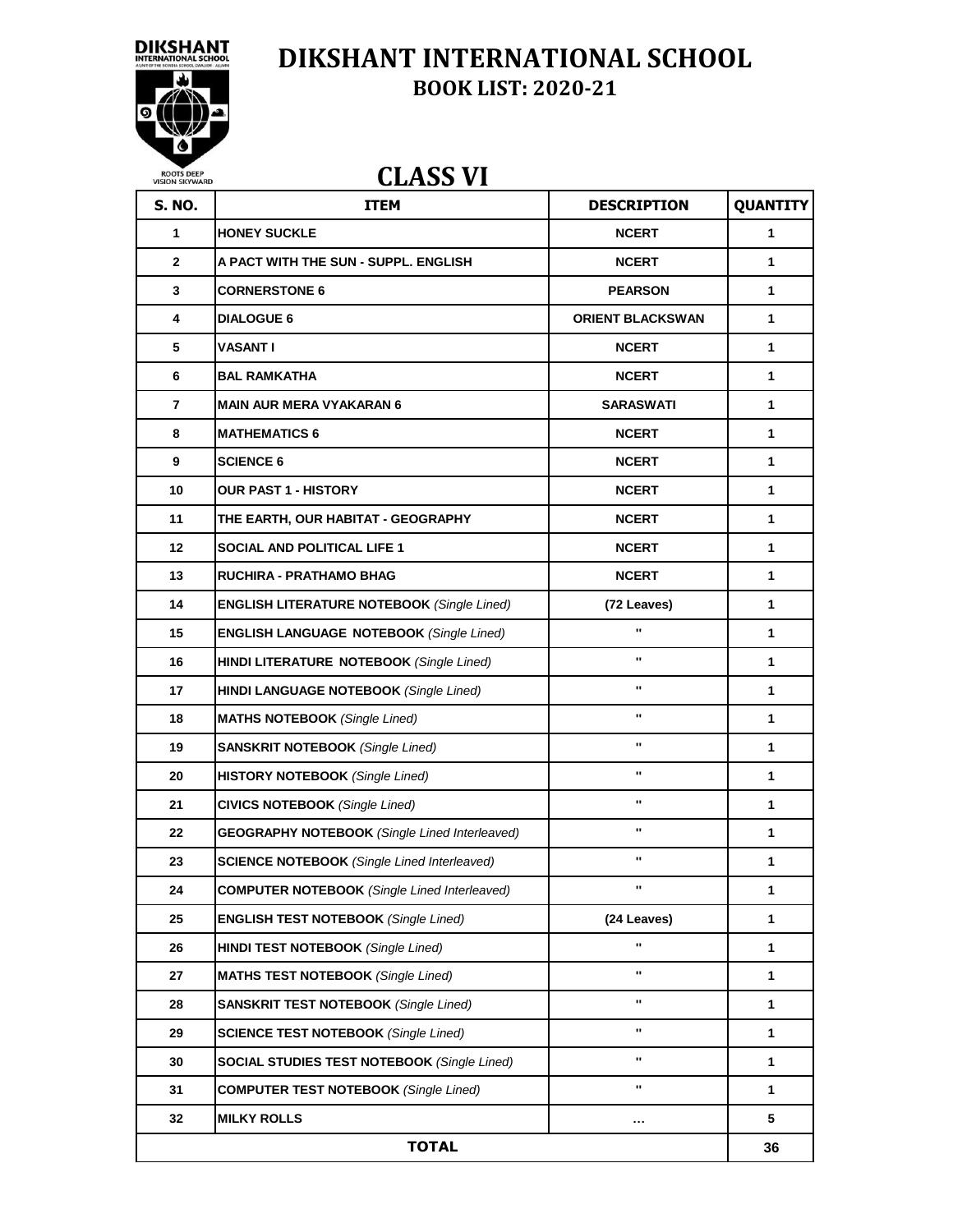# DIKSHANT INTERNATIONAL SCHOOL

## BOOK LIST: 2020-21

## CLASS VI

| S. NO. | ITEM | DESCRIPTION | QUANTITY |
|---|---|---|---|
| 1 | HONEY SUCKLE | NCERT | 1 |
| 2 | A PACT WITH THE SUN - SUPPL. ENGLISH | NCERT | 1 |
| 3 | CORNERSTONE 6 | PEARSON | 1 |
| 4 | DIALOGUE 6 | ORIENT BLACKSWAN | 1 |
| 5 | VASANT I | NCERT | 1 |
| 6 | BAL RAMKATHA | NCERT | 1 |
| 7 | MAIN AUR MERA VYAKARAN 6 | SARASWATI | 1 |
| 8 | MATHEMATICS 6 | NCERT | 1 |
| 9 | SCIENCE 6 | NCERT | 1 |
| 10 | OUR PAST 1 - HISTORY | NCERT | 1 |
| 11 | THE EARTH, OUR HABITAT - GEOGRAPHY | NCERT | 1 |
| 12 | SOCIAL AND POLITICAL LIFE 1 | NCERT | 1 |
| 13 | RUCHIRA - PRATHAMO BHAG | NCERT | 1 |
| 14 | **ENGLISH LITERATURE NOTEBOOK** *(Single Lined)* | (72 Leaves) | 1 |
| 15 | **ENGLISH LANGUAGE NOTEBOOK** *(Single Lined)* | " | 1 |
| 16 | **HINDI LITERATURE NOTEBOOK** *(Single Lined)* | " | 1 |
| 17 | **HINDI LANGUAGE NOTEBOOK** *(Single Lined)* | " | 1 |
| 18 | **MATHS NOTEBOOK** *(Single Lined)* | " | 1 |
| 19 | **SANSKRIT NOTEBOOK** *(Single Lined)* | " | 1 |
| 20 | **HISTORY NOTEBOOK** *(Single Lined)* | " | 1 |
| 21 | **CIVICS NOTEBOOK** *(Single Lined)* | " | 1 |
| 22 | **GEOGRAPHY NOTEBOOK** *(Single Lined Interleaved)* | " | 1 |
| 23 | **SCIENCE NOTEBOOK** *(Single Lined Interleaved)* | " | 1 |
| 24 | **COMPUTER NOTEBOOK** *(Single Lined Interleaved)* | " | 1 |
| 25 | **ENGLISH TEST NOTEBOOK** *(Single Lined)* | (24 Leaves) | 1 |
| 26 | **HINDI TEST NOTEBOOK** *(Single Lined)* | " | 1 |
| 27 | **MATHS TEST NOTEBOOK** *(Single Lined)* | " | 1 |
| 28 | **SANSKRIT TEST NOTEBOOK** *(Single Lined)* | " | 1 |
| 29 | **SCIENCE TEST NOTEBOOK** *(Single Lined)* | " | 1 |
| 30 | **SOCIAL STUDIES TEST NOTEBOOK** *(Single Lined)* | " | 1 |
| 31 | **COMPUTER TEST NOTEBOOK** *(Single Lined)* | " | 1 |
| 32 | MILKY ROLLS | … | 5 |
| | **TOTAL** | | 36 |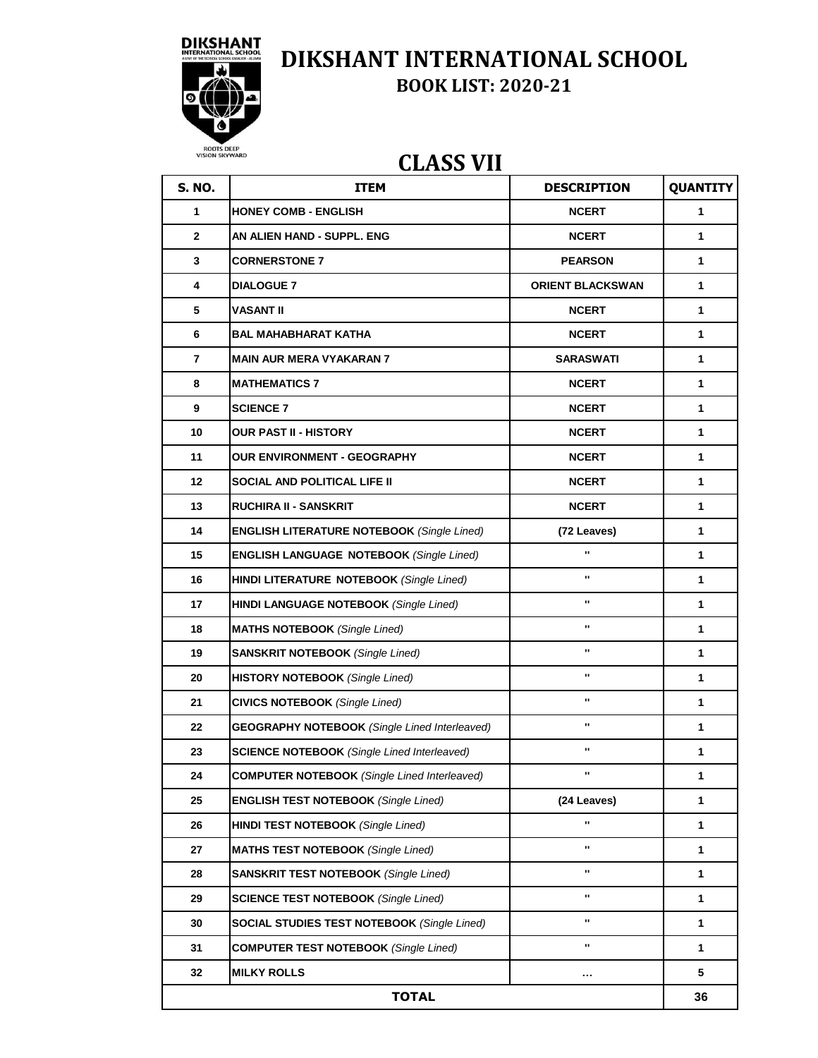# DIKSHANT INTERNATIONAL SCHOOL

## BOOK LIST: 2020-21

## CLASS VII

| S. NO. | ITEM | DESCRIPTION | QUANTITY |
|---|---|---|---|
| 1 | HONEY COMB - ENGLISH | NCERT | 1 |
| 2 | AN ALIEN HAND - SUPPL. ENG | NCERT | 1 |
| 3 | CORNERSTONE 7 | PEARSON | 1 |
| 4 | DIALOGUE 7 | ORIENT BLACKSWAN | 1 |
| 5 | VASANT II | NCERT | 1 |
| 6 | BAL MAHABHARAT KATHA | NCERT | 1 |
| 7 | MAIN AUR MERA VYAKARAN 7 | SARASWATI | 1 |
| 8 | MATHEMATICS 7 | NCERT | 1 |
| 9 | SCIENCE 7 | NCERT | 1 |
| 10 | OUR PAST II - HISTORY | NCERT | 1 |
| 11 | OUR ENVIRONMENT - GEOGRAPHY | NCERT | 1 |
| 12 | SOCIAL AND POLITICAL LIFE II | NCERT | 1 |
| 13 | RUCHIRA II - SANSKRIT | NCERT | 1 |
| 14 | **ENGLISH LITERATURE NOTEBOOK** *(Single Lined)* | (72 Leaves) | 1 |
| 15 | **ENGLISH LANGUAGE NOTEBOOK** *(Single Lined)* | " | 1 |
| 16 | **HINDI LITERATURE NOTEBOOK** *(Single Lined)* | " | 1 |
| 17 | **HINDI LANGUAGE NOTEBOOK** *(Single Lined)* | " | 1 |
| 18 | **MATHS NOTEBOOK** *(Single Lined)* | " | 1 |
| 19 | **SANSKRIT NOTEBOOK** *(Single Lined)* | " | 1 |
| 20 | **HISTORY NOTEBOOK** *(Single Lined)* | " | 1 |
| 21 | **CIVICS NOTEBOOK** *(Single Lined)* | " | 1 |
| 22 | **GEOGRAPHY NOTEBOOK** *(Single Lined Interleaved)* | " | 1 |
| 23 | **SCIENCE NOTEBOOK** *(Single Lined Interleaved)* | " | 1 |
| 24 | **COMPUTER NOTEBOOK** *(Single Lined Interleaved)* | " | 1 |
| 25 | **ENGLISH TEST NOTEBOOK** *(Single Lined)* | (24 Leaves) | 1 |
| 26 | **HINDI TEST NOTEBOOK** *(Single Lined)* | " | 1 |
| 27 | **MATHS TEST NOTEBOOK** *(Single Lined)* | " | 1 |
| 28 | **SANSKRIT TEST NOTEBOOK** *(Single Lined)* | " | 1 |
| 29 | **SCIENCE TEST NOTEBOOK** *(Single Lined)* | " | 1 |
| 30 | **SOCIAL STUDIES TEST NOTEBOOK** *(Single Lined)* | " | 1 |
| 31 | **COMPUTER TEST NOTEBOOK** *(Single Lined)* | " | 1 |
| 32 | MILKY ROLLS | ... | 5 |
| | **TOTAL** | | 36 |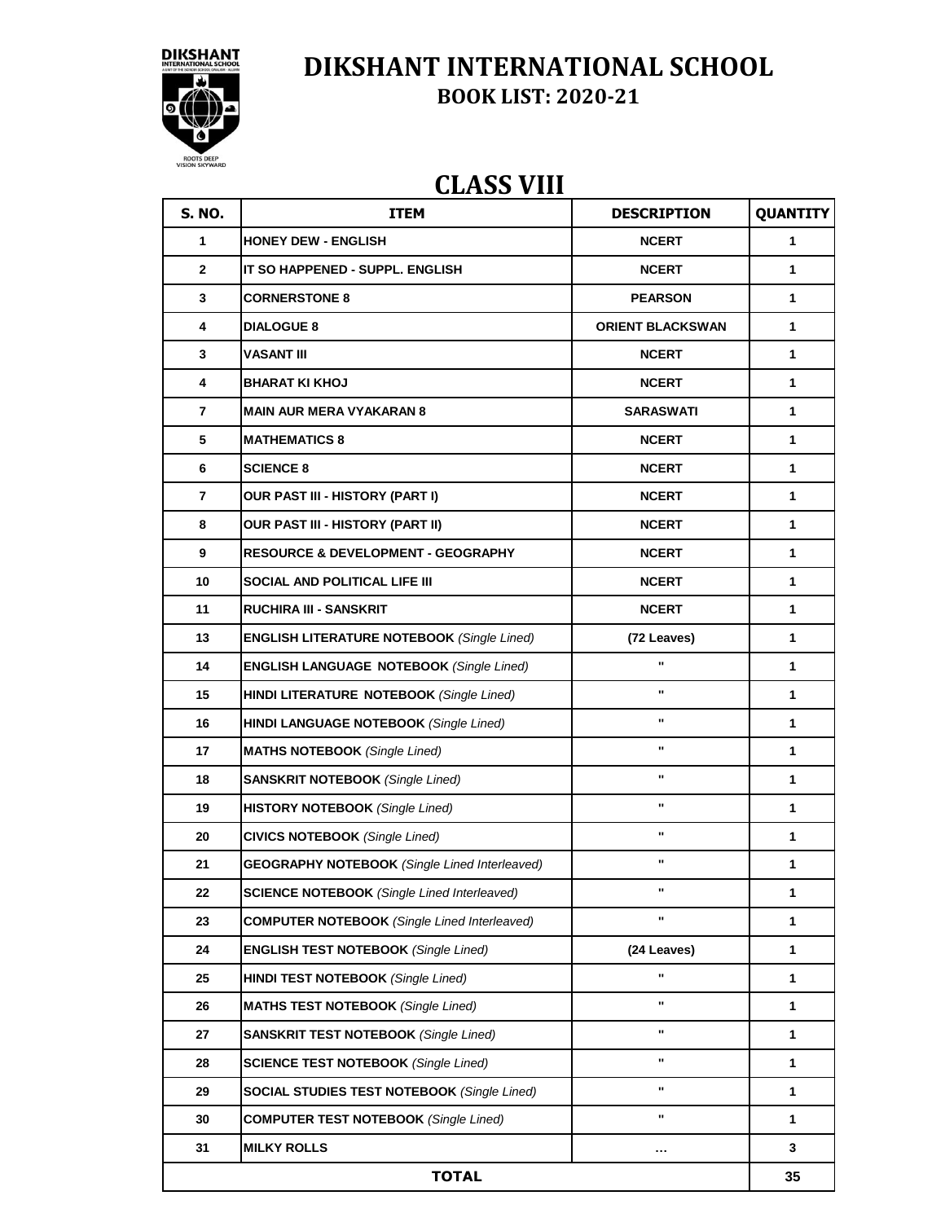# DIKSHANT INTERNATIONAL SCHOOL

## BOOK LIST: 2020-21

## CLASS VIII

| S. NO. | ITEM | DESCRIPTION | QUANTITY |
|---|---|---|---|
| 1 | HONEY DEW - ENGLISH | NCERT | 1 |
| 2 | IT SO HAPPENED - SUPPL. ENGLISH | NCERT | 1 |
| 3 | CORNERSTONE 8 | PEARSON | 1 |
| 4 | DIALOGUE 8 | ORIENT BLACKSWAN | 1 |
| 3 | VASANT III | NCERT | 1 |
| 4 | BHARAT KI KHOJ | NCERT | 1 |
| 7 | MAIN AUR MERA VYAKARAN 8 | SARASWATI | 1 |
| 5 | MATHEMATICS 8 | NCERT | 1 |
| 6 | SCIENCE 8 | NCERT | 1 |
| 7 | OUR PAST III - HISTORY (PART I) | NCERT | 1 |
| 8 | OUR PAST III - HISTORY (PART II) | NCERT | 1 |
| 9 | RESOURCE & DEVELOPMENT - GEOGRAPHY | NCERT | 1 |
| 10 | SOCIAL AND POLITICAL LIFE III | NCERT | 1 |
| 11 | RUCHIRA III - SANSKRIT | NCERT | 1 |
| 13 | ENGLISH LITERATURE NOTEBOOK *(Single Lined)* | (72 Leaves) | 1 |
| 14 | ENGLISH LANGUAGE NOTEBOOK *(Single Lined)* | " | 1 |
| 15 | HINDI LITERATURE NOTEBOOK *(Single Lined)* | " | 1 |
| 16 | HINDI LANGUAGE NOTEBOOK *(Single Lined)* | " | 1 |
| 17 | MATHS NOTEBOOK *(Single Lined)* | " | 1 |
| 18 | SANSKRIT NOTEBOOK *(Single Lined)* | " | 1 |
| 19 | HISTORY NOTEBOOK *(Single Lined)* | " | 1 |
| 20 | CIVICS NOTEBOOK *(Single Lined)* | " | 1 |
| 21 | GEOGRAPHY NOTEBOOK *(Single Lined Interleaved)* | " | 1 |
| 22 | SCIENCE NOTEBOOK *(Single Lined Interleaved)* | " | 1 |
| 23 | COMPUTER NOTEBOOK *(Single Lined Interleaved)* | " | 1 |
| 24 | ENGLISH TEST NOTEBOOK *(Single Lined)* | (24 Leaves) | 1 |
| 25 | HINDI TEST NOTEBOOK *(Single Lined)* | " | 1 |
| 26 | MATHS TEST NOTEBOOK *(Single Lined)* | " | 1 |
| 27 | SANSKRIT TEST NOTEBOOK *(Single Lined)* | " | 1 |
| 28 | SCIENCE TEST NOTEBOOK *(Single Lined)* | " | 1 |
| 29 | SOCIAL STUDIES TEST NOTEBOOK *(Single Lined)* | " | 1 |
| 30 | COMPUTER TEST NOTEBOOK *(Single Lined)* | " | 1 |
| 31 | MILKY ROLLS | ... | 3 |
| | **TOTAL** | | **35** |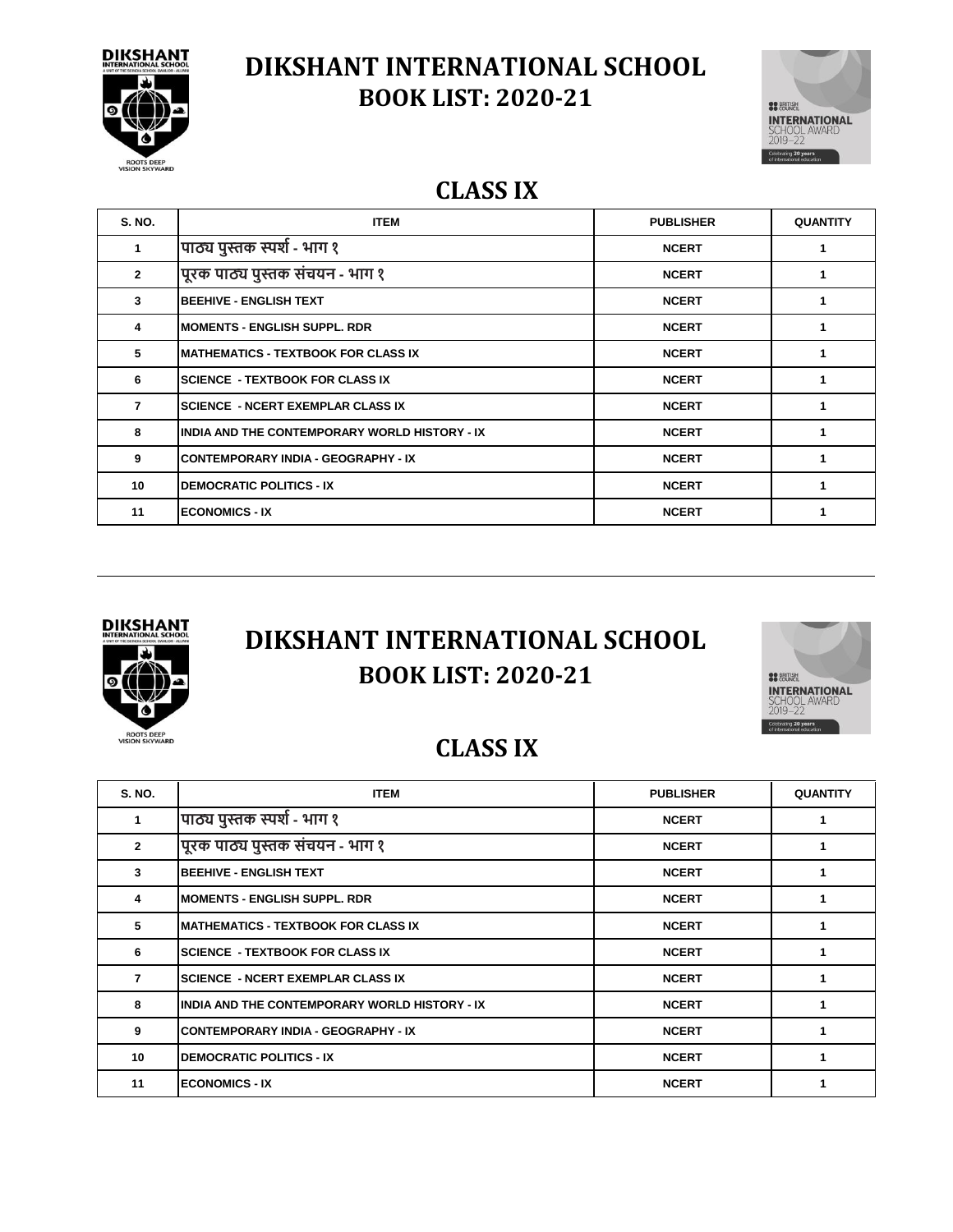# DIKSHANT INTERNATIONAL SCHOOL
## BOOK LIST: 2020-21

## CLASS IX

| S. NO. | ITEM | PUBLISHER | QUANTITY |
|---|---|---|---|
| 1 | पाठ्य पुस्तक स्पर्श - भाग १ | NCERT | 1 |
| 2 | पूरक पाठ्य पुस्तक संचयन - भाग १ | NCERT | 1 |
| 3 | BEEHIVE - ENGLISH TEXT | NCERT | 1 |
| 4 | MOMENTS - ENGLISH SUPPL. RDR | NCERT | 1 |
| 5 | MATHEMATICS - TEXTBOOK FOR CLASS IX | NCERT | 1 |
| 6 | SCIENCE - TEXTBOOK FOR CLASS IX | NCERT | 1 |
| 7 | SCIENCE - NCERT EXEMPLAR CLASS IX | NCERT | 1 |
| 8 | INDIA AND THE CONTEMPORARY WORLD HISTORY - IX | NCERT | 1 |
| 9 | CONTEMPORARY INDIA - GEOGRAPHY - IX | NCERT | 1 |
| 10 | DEMOCRATIC POLITICS - IX | NCERT | 1 |
| 11 | ECONOMICS - IX | NCERT | 1 |

---

# DIKSHANT INTERNATIONAL SCHOOL
## BOOK LIST: 2020-21

## CLASS IX

| S. NO. | ITEM | PUBLISHER | QUANTITY |
|---|---|---|---|
| 1 | पाठ्य पुस्तक स्पर्श - भाग १ | NCERT | 1 |
| 2 | पूरक पाठ्य पुस्तक संचयन - भाग १ | NCERT | 1 |
| 3 | BEEHIVE - ENGLISH TEXT | NCERT | 1 |
| 4 | MOMENTS - ENGLISH SUPPL. RDR | NCERT | 1 |
| 5 | MATHEMATICS - TEXTBOOK FOR CLASS IX | NCERT | 1 |
| 6 | SCIENCE - TEXTBOOK FOR CLASS IX | NCERT | 1 |
| 7 | SCIENCE - NCERT EXEMPLAR CLASS IX | NCERT | 1 |
| 8 | INDIA AND THE CONTEMPORARY WORLD HISTORY - IX | NCERT | 1 |
| 9 | CONTEMPORARY INDIA - GEOGRAPHY - IX | NCERT | 1 |
| 10 | DEMOCRATIC POLITICS - IX | NCERT | 1 |
| 11 | ECONOMICS - IX | NCERT | 1 |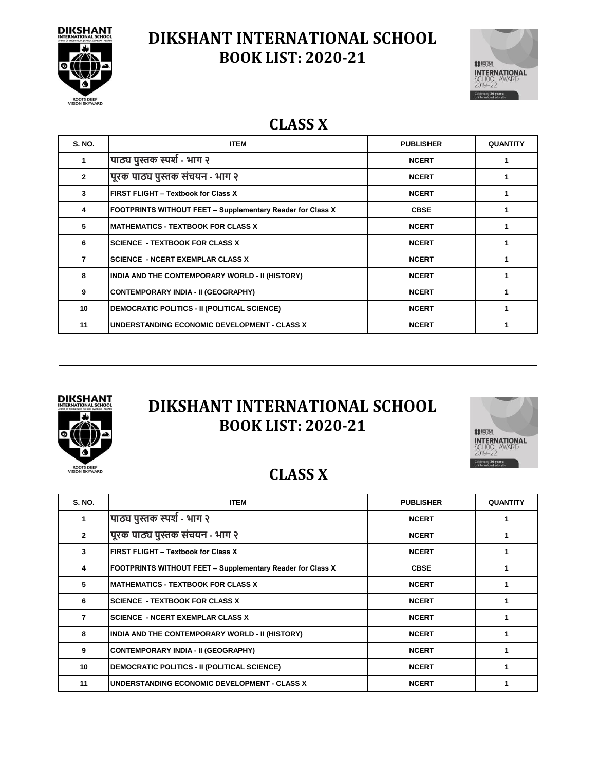# DIKSHANT INTERNATIONAL SCHOOL
## BOOK LIST: 2020-21

## CLASS X

| S. NO. | ITEM | PUBLISHER | QUANTITY |
| --- | --- | --- | --- |
| 1 | पाठ्य पुस्तक स्पर्श - भाग २ | NCERT | 1 |
| 2 | पूरक पाठ्य पुस्तक संचयन - भाग २ | NCERT | 1 |
| 3 | FIRST FLIGHT – Textbook for Class X | NCERT | 1 |
| 4 | FOOTPRINTS WITHOUT FEET – Supplementary Reader for Class X | CBSE | 1 |
| 5 | MATHEMATICS - TEXTBOOK FOR CLASS X | NCERT | 1 |
| 6 | SCIENCE - TEXTBOOK FOR CLASS X | NCERT | 1 |
| 7 | SCIENCE - NCERT EXEMPLAR CLASS X | NCERT | 1 |
| 8 | INDIA AND THE CONTEMPORARY WORLD - II (HISTORY) | NCERT | 1 |
| 9 | CONTEMPORARY INDIA - II (GEOGRAPHY) | NCERT | 1 |
| 10 | DEMOCRATIC POLITICS - II (POLITICAL SCIENCE) | NCERT | 1 |
| 11 | UNDERSTANDING ECONOMIC DEVELOPMENT - CLASS X | NCERT | 1 |

---

# DIKSHANT INTERNATIONAL SCHOOL
## BOOK LIST: 2020-21

## CLASS X

| S. NO. | ITEM | PUBLISHER | QUANTITY |
| --- | --- | --- | --- |
| 1 | पाठ्य पुस्तक स्पर्श - भाग २ | NCERT | 1 |
| 2 | पूरक पाठ्य पुस्तक संचयन - भाग २ | NCERT | 1 |
| 3 | FIRST FLIGHT – Textbook for Class X | NCERT | 1 |
| 4 | FOOTPRINTS WITHOUT FEET – Supplementary Reader for Class X | CBSE | 1 |
| 5 | MATHEMATICS - TEXTBOOK FOR CLASS X | NCERT | 1 |
| 6 | SCIENCE - TEXTBOOK FOR CLASS X | NCERT | 1 |
| 7 | SCIENCE - NCERT EXEMPLAR CLASS X | NCERT | 1 |
| 8 | INDIA AND THE CONTEMPORARY WORLD - II (HISTORY) | NCERT | 1 |
| 9 | CONTEMPORARY INDIA - II (GEOGRAPHY) | NCERT | 1 |
| 10 | DEMOCRATIC POLITICS - II (POLITICAL SCIENCE) | NCERT | 1 |
| 11 | UNDERSTANDING ECONOMIC DEVELOPMENT - CLASS X | NCERT | 1 |